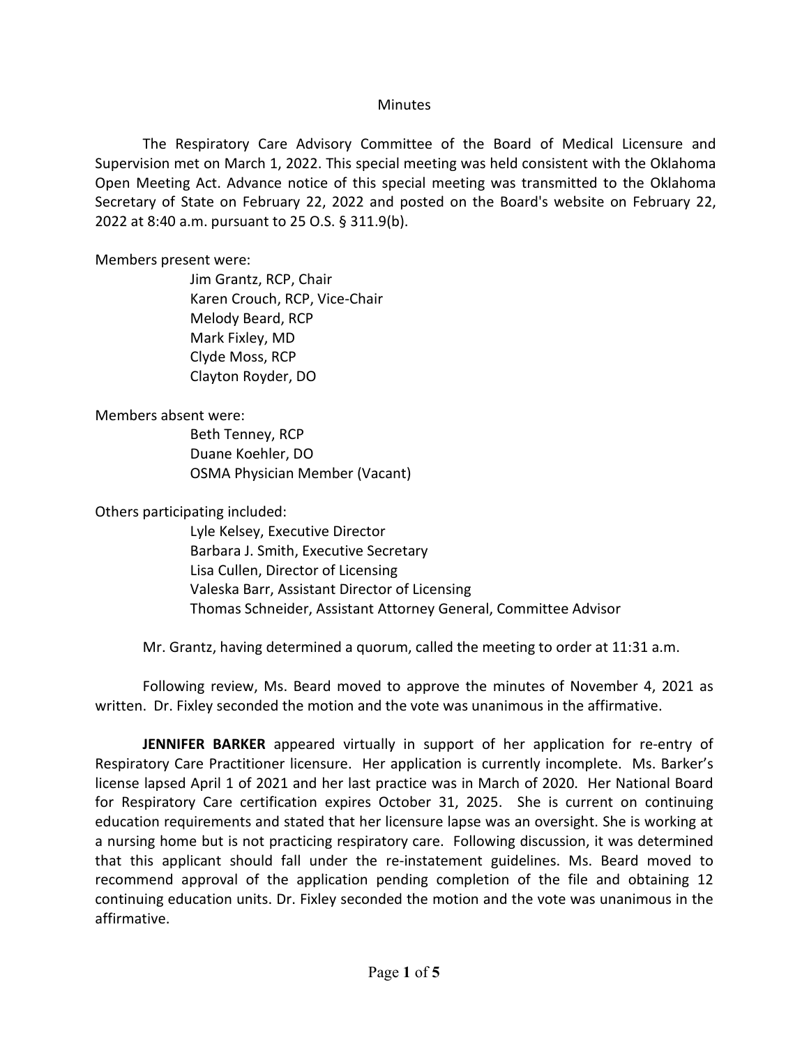Minutes

The Respiratory Care Advisory Committee of the Board of Medical Licensure and Supervision met on March 1, 2022. This special meeting was held consistent with the Oklahoma Open Meeting Act. Advance notice of this special meeting was transmitted to the Oklahoma Secretary of State on February 22, 2022 and posted on the Board's website on February 22, 2022 at 8:40 a.m. pursuant to 25 O.S. § 311.9(b).

Members present were:

- Jim Grantz, RCP, Chair
- Karen Crouch, RCP, Vice-Chair
- Melody Beard, RCP
- Mark Fixley, MD
- Clyde Moss, RCP
- Clayton Royder, DO

Members absent were:

- Beth Tenney, RCP
- Duane Koehler, DO
- OSMA Physician Member (Vacant)

Others participating included:

- Lyle Kelsey, Executive Director
- Barbara J. Smith, Executive Secretary
- Lisa Cullen, Director of Licensing
- Valeska Barr, Assistant Director of Licensing
- Thomas Schneider, Assistant Attorney General, Committee Advisor

Mr. Grantz, having determined a quorum, called the meeting to order at 11:31 a.m.

Following review, Ms. Beard moved to approve the minutes of November 4, 2021 as written. Dr. Fixley seconded the motion and the vote was unanimous in the affirmative.

**JENNIFER BARKER** appeared virtually in support of her application for re-entry of Respiratory Care Practitioner licensure. Her application is currently incomplete. Ms. Barker's license lapsed April 1 of 2021 and her last practice was in March of 2020. Her National Board for Respiratory Care certification expires October 31, 2025. She is current on continuing education requirements and stated that her licensure lapse was an oversight. She is working at a nursing home but is not practicing respiratory care. Following discussion, it was determined that this applicant should fall under the re-instatement guidelines. Ms. Beard moved to recommend approval of the application pending completion of the file and obtaining 12 continuing education units. Dr. Fixley seconded the motion and the vote was unanimous in the affirmative.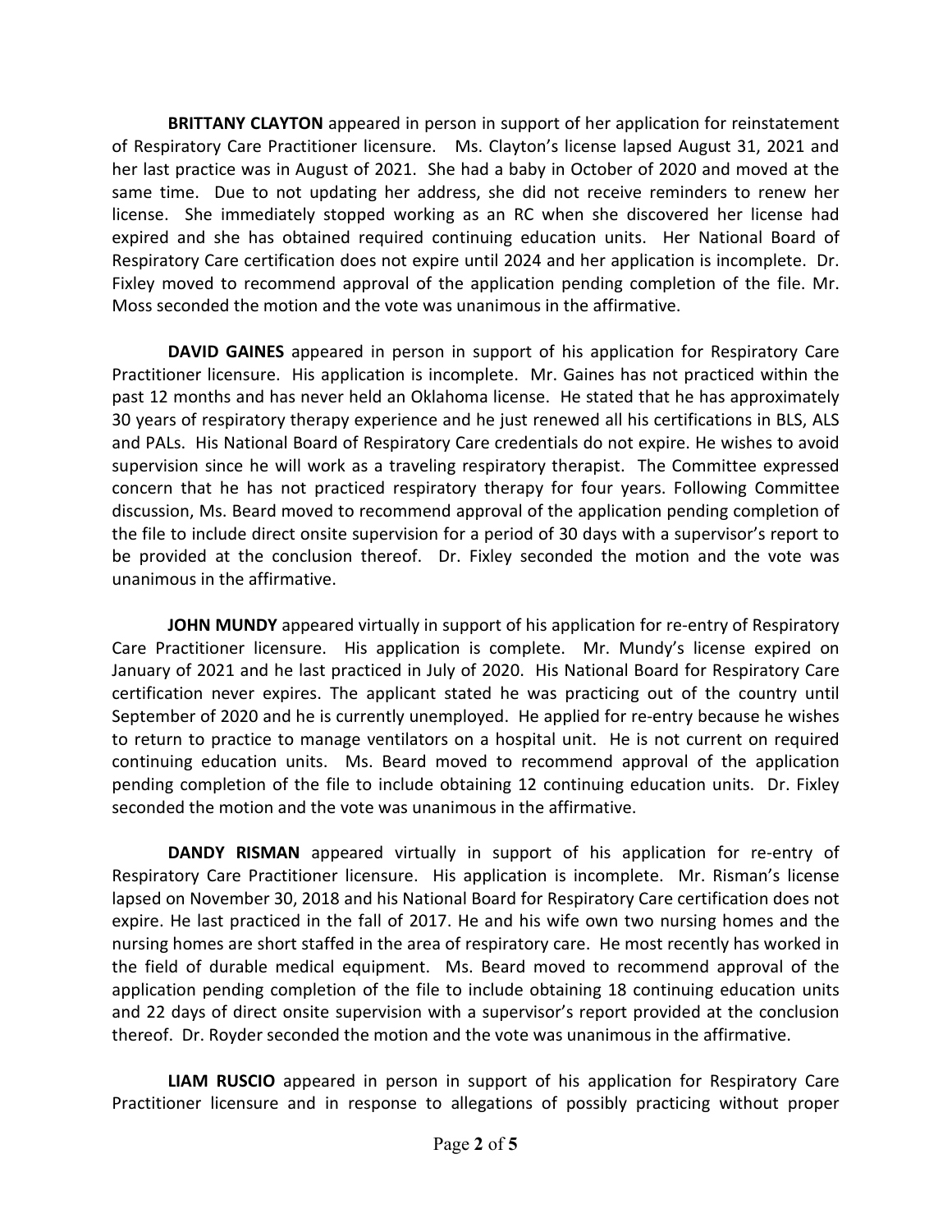**BRITTANY CLAYTON** appeared in person in support of her application for reinstatement of Respiratory Care Practitioner licensure. Ms. Clayton's license lapsed August 31, 2021 and her last practice was in August of 2021. She had a baby in October of 2020 and moved at the same time. Due to not updating her address, she did not receive reminders to renew her license. She immediately stopped working as an RC when she discovered her license had expired and she has obtained required continuing education units. Her National Board of Respiratory Care certification does not expire until 2024 and her application is incomplete. Dr. Fixley moved to recommend approval of the application pending completion of the file. Mr. Moss seconded the motion and the vote was unanimous in the affirmative.

**DAVID GAINES** appeared in person in support of his application for Respiratory Care Practitioner licensure. His application is incomplete. Mr. Gaines has not practiced within the past 12 months and has never held an Oklahoma license. He stated that he has approximately 30 years of respiratory therapy experience and he just renewed all his certifications in BLS, ALS and PALs. His National Board of Respiratory Care credentials do not expire. He wishes to avoid supervision since he will work as a traveling respiratory therapist. The Committee expressed concern that he has not practiced respiratory therapy for four years. Following Committee discussion, Ms. Beard moved to recommend approval of the application pending completion of the file to include direct onsite supervision for a period of 30 days with a supervisor's report to be provided at the conclusion thereof. Dr. Fixley seconded the motion and the vote was unanimous in the affirmative.

**JOHN MUNDY** appeared virtually in support of his application for re-entry of Respiratory Care Practitioner licensure. His application is complete. Mr. Mundy's license expired on January of 2021 and he last practiced in July of 2020. His National Board for Respiratory Care certification never expires. The applicant stated he was practicing out of the country until September of 2020 and he is currently unemployed. He applied for re-entry because he wishes to return to practice to manage ventilators on a hospital unit. He is not current on required continuing education units. Ms. Beard moved to recommend approval of the application pending completion of the file to include obtaining 12 continuing education units. Dr. Fixley seconded the motion and the vote was unanimous in the affirmative.

**DANDY RISMAN** appeared virtually in support of his application for re-entry of Respiratory Care Practitioner licensure. His application is incomplete. Mr. Risman's license lapsed on November 30, 2018 and his National Board for Respiratory Care certification does not expire. He last practiced in the fall of 2017. He and his wife own two nursing homes and the nursing homes are short staffed in the area of respiratory care. He most recently has worked in the field of durable medical equipment. Ms. Beard moved to recommend approval of the application pending completion of the file to include obtaining 18 continuing education units and 22 days of direct onsite supervision with a supervisor's report provided at the conclusion thereof. Dr. Royder seconded the motion and the vote was unanimous in the affirmative.

**LIAM RUSCIO** appeared in person in support of his application for Respiratory Care Practitioner licensure and in response to allegations of possibly practicing without proper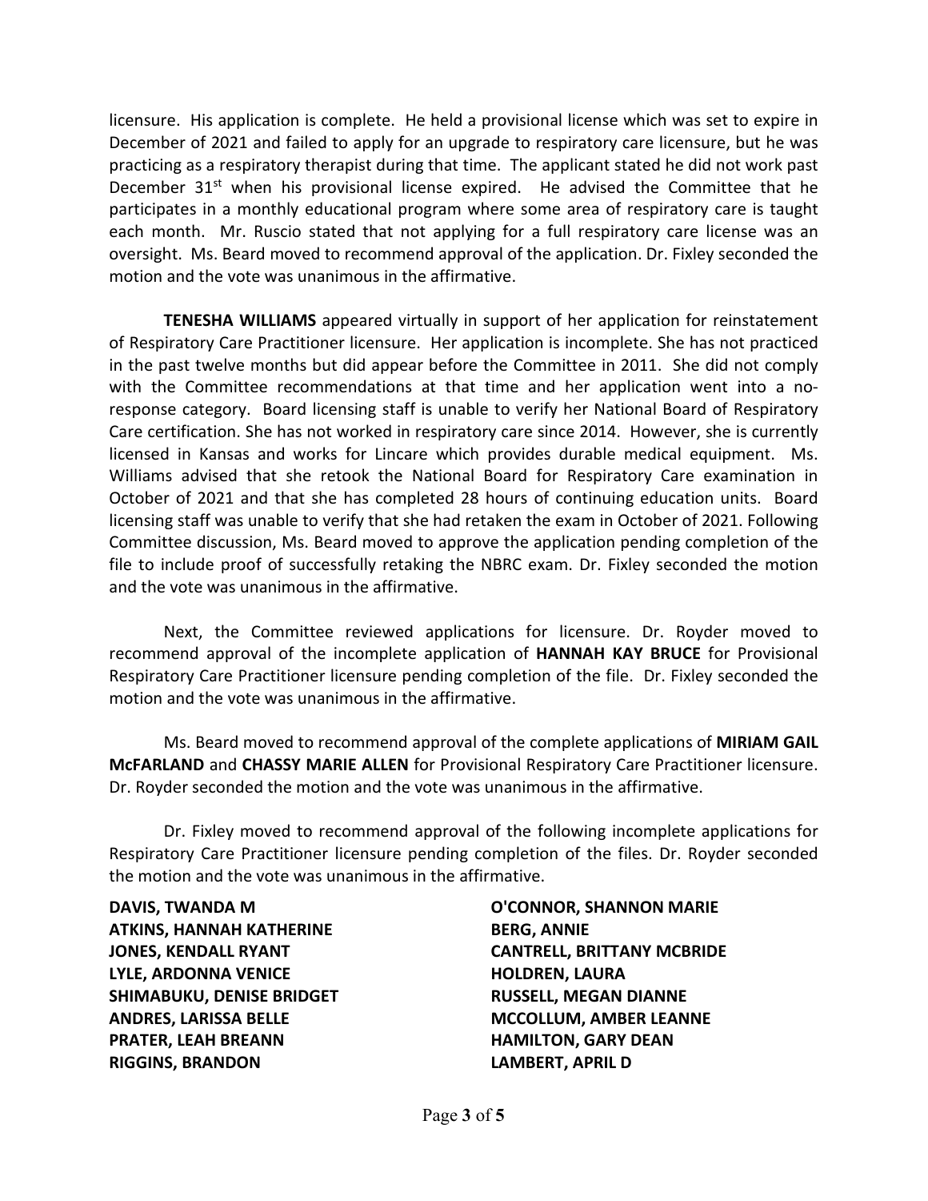licensure. His application is complete. He held a provisional license which was set to expire in December of 2021 and failed to apply for an upgrade to respiratory care licensure, but he was practicing as a respiratory therapist during that time. The applicant stated he did not work past December 31st when his provisional license expired. He advised the Committee that he participates in a monthly educational program where some area of respiratory care is taught each month. Mr. Ruscio stated that not applying for a full respiratory care license was an oversight. Ms. Beard moved to recommend approval of the application. Dr. Fixley seconded the motion and the vote was unanimous in the affirmative.

**TENESHA WILLIAMS** appeared virtually in support of her application for reinstatement of Respiratory Care Practitioner licensure. Her application is incomplete. She has not practiced in the past twelve months but did appear before the Committee in 2011. She did not comply with the Committee recommendations at that time and her application went into a no-response category. Board licensing staff is unable to verify her National Board of Respiratory Care certification. She has not worked in respiratory care since 2014. However, she is currently licensed in Kansas and works for Lincare which provides durable medical equipment. Ms. Williams advised that she retook the National Board for Respiratory Care examination in October of 2021 and that she has completed 28 hours of continuing education units. Board licensing staff was unable to verify that she had retaken the exam in October of 2021. Following Committee discussion, Ms. Beard moved to approve the application pending completion of the file to include proof of successfully retaking the NBRC exam. Dr. Fixley seconded the motion and the vote was unanimous in the affirmative.

Next, the Committee reviewed applications for licensure. Dr. Royder moved to recommend approval of the incomplete application of **HANNAH KAY BRUCE** for Provisional Respiratory Care Practitioner licensure pending completion of the file. Dr. Fixley seconded the motion and the vote was unanimous in the affirmative.

Ms. Beard moved to recommend approval of the complete applications of **MIRIAM GAIL McFARLAND** and **CHASSY MARIE ALLEN** for Provisional Respiratory Care Practitioner licensure. Dr. Royder seconded the motion and the vote was unanimous in the affirmative.

Dr. Fixley moved to recommend approval of the following incomplete applications for Respiratory Care Practitioner licensure pending completion of the files. Dr. Royder seconded the motion and the vote was unanimous in the affirmative.

**DAVIS, TWANDA M**
**ATKINS, HANNAH KATHERINE**
**JONES, KENDALL RYANT**
**LYLE, ARDONNA VENICE**
**SHIMABUKU, DENISE BRIDGET**
**ANDRES, LARISSA BELLE**
**PRATER, LEAH BREANN**
**RIGGINS, BRANDON**
**O'CONNOR, SHANNON MARIE**
**BERG, ANNIE**
**CANTRELL, BRITTANY MCBRIDE**
**HOLDREN, LAURA**
**RUSSELL, MEGAN DIANNE**
**MCCOLLUM, AMBER LEANNE**
**HAMILTON, GARY DEAN**
**LAMBERT, APRIL D**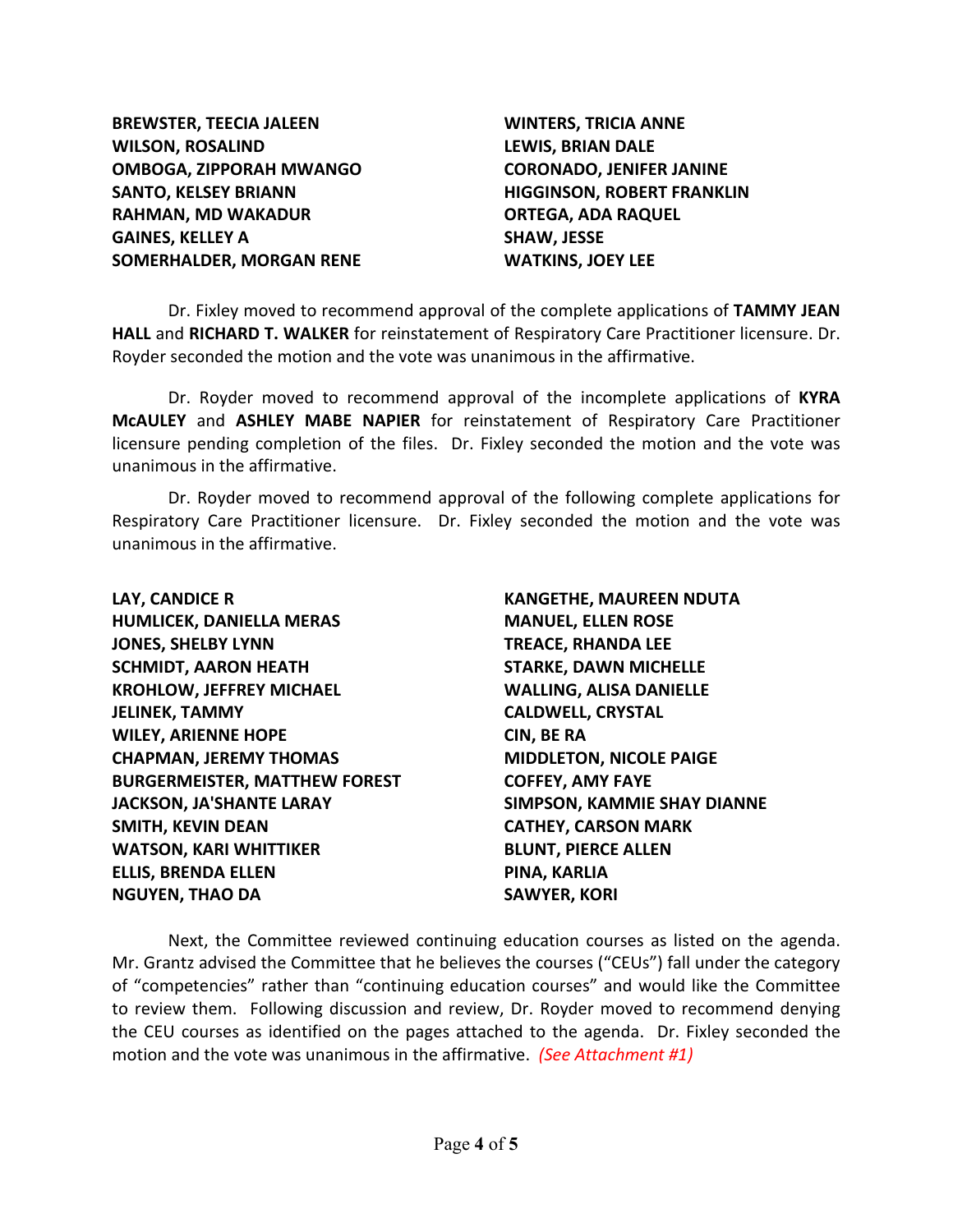**BREWSTER, TEECIA JALEEN**
**WILSON, ROSALIND**
**OMBOGA, ZIPPORAH MWANGO**
**SANTO, KELSEY BRIANN**
**RAHMAN, MD WAKADUR**
**GAINES, KELLEY A**
**SOMERHALDER, MORGAN RENE**
**WINTERS, TRICIA ANNE**
**LEWIS, BRIAN DALE**
**CORONADO, JENIFER JANINE**
**HIGGINSON, ROBERT FRANKLIN**
**ORTEGA, ADA RAQUEL**
**SHAW, JESSE**
**WATKINS, JOEY LEE**

Dr. Fixley moved to recommend approval of the complete applications of **TAMMY JEAN HALL** and **RICHARD T. WALKER** for reinstatement of Respiratory Care Practitioner licensure. Dr. Royder seconded the motion and the vote was unanimous in the affirmative.

Dr. Royder moved to recommend approval of the incomplete applications of **KYRA McAULEY** and **ASHLEY MABE NAPIER** for reinstatement of Respiratory Care Practitioner licensure pending completion of the files. Dr. Fixley seconded the motion and the vote was unanimous in the affirmative.

Dr. Royder moved to recommend approval of the following complete applications for Respiratory Care Practitioner licensure. Dr. Fixley seconded the motion and the vote was unanimous in the affirmative.

**LAY, CANDICE R**
**HUMLICEK, DANIELLA MERAS**
**JONES, SHELBY LYNN**
**SCHMIDT, AARON HEATH**
**KROHLOW, JEFFREY MICHAEL**
**JELINEK, TAMMY**
**WILEY, ARIENNE HOPE**
**CHAPMAN, JEREMY THOMAS**
**BURGERMEISTER, MATTHEW FOREST**
**JACKSON, JA'SHANTE LARAY**
**SMITH, KEVIN DEAN**
**WATSON, KARI WHITTIKER**
**ELLIS, BRENDA ELLEN**
**NGUYEN, THAO DA**
**KANGETHE, MAUREEN NDUTA**
**MANUEL, ELLEN ROSE**
**TREACE, RHANDA LEE**
**STARKE, DAWN MICHELLE**
**WALLING, ALISA DANIELLE**
**CALDWELL, CRYSTAL**
**CIN, BE RA**
**MIDDLETON, NICOLE PAIGE**
**COFFEY, AMY FAYE**
**SIMPSON, KAMMIE SHAY DIANNE**
**CATHEY, CARSON MARK**
**BLUNT, PIERCE ALLEN**
**PINA, KARLIA**
**SAWYER, KORI**

Next, the Committee reviewed continuing education courses as listed on the agenda. Mr. Grantz advised the Committee that he believes the courses ("CEUs") fall under the category of "competencies" rather than "continuing education courses" and would like the Committee to review them. Following discussion and review, Dr. Royder moved to recommend denying the CEU courses as identified on the pages attached to the agenda. Dr. Fixley seconded the motion and the vote was unanimous in the affirmative. *(See Attachment #1)*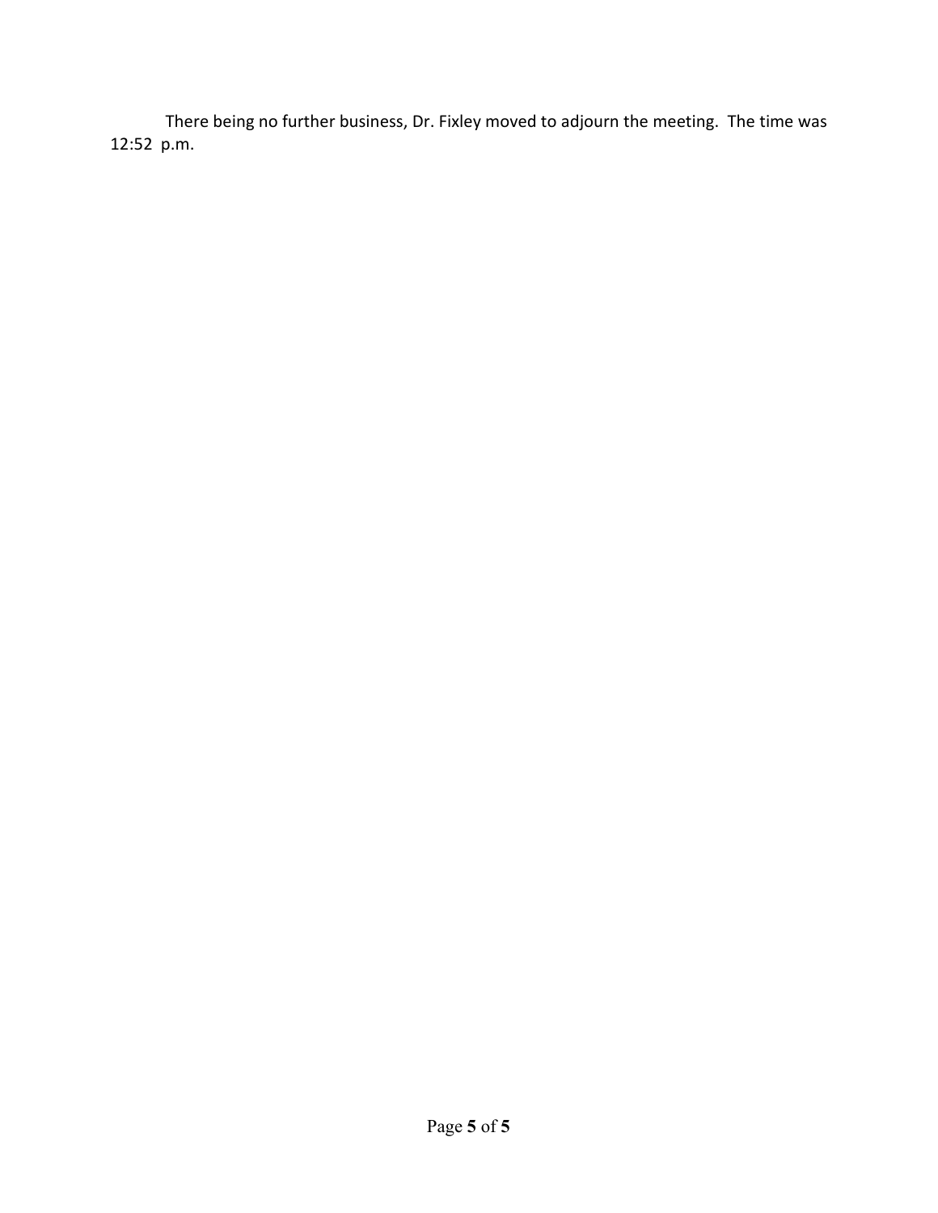There being no further business, Dr. Fixley moved to adjourn the meeting. The time was 12:52 p.m.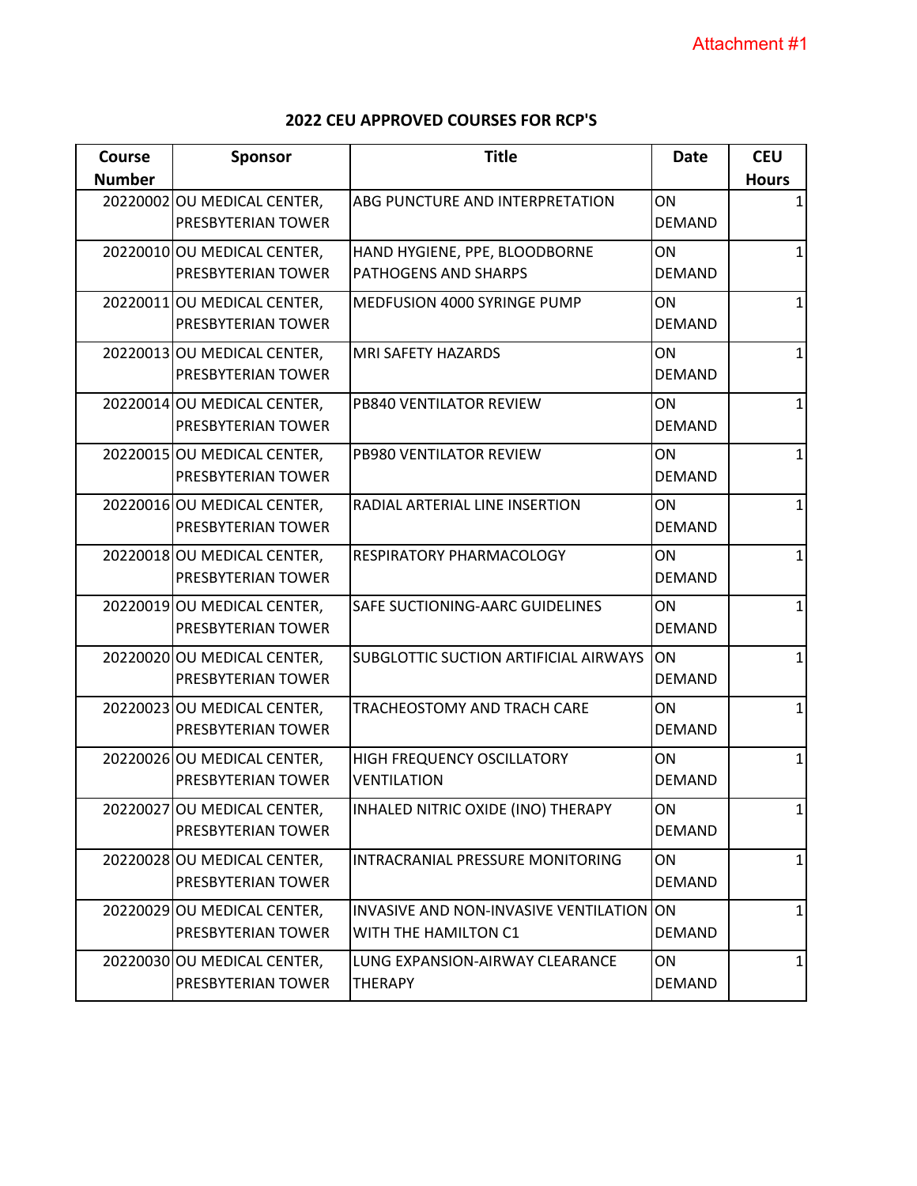Attachment #1

## 2022 CEU APPROVED COURSES FOR RCP'S

| Course Number | Sponsor | Title | Date | CEU Hours |
|---|---|---|---|---|
| 20220002 | OU MEDICAL CENTER, PRESBYTERIAN TOWER | ABG PUNCTURE AND INTERPRETATION | ON DEMAND | 1 |
| 20220010 | OU MEDICAL CENTER, PRESBYTERIAN TOWER | HAND HYGIENE, PPE, BLOODBORNE PATHOGENS AND SHARPS | ON DEMAND | 1 |
| 20220011 | OU MEDICAL CENTER, PRESBYTERIAN TOWER | MEDFUSION 4000 SYRINGE PUMP | ON DEMAND | 1 |
| 20220013 | OU MEDICAL CENTER, PRESBYTERIAN TOWER | MRI SAFETY HAZARDS | ON DEMAND | 1 |
| 20220014 | OU MEDICAL CENTER, PRESBYTERIAN TOWER | PB840 VENTILATOR REVIEW | ON DEMAND | 1 |
| 20220015 | OU MEDICAL CENTER, PRESBYTERIAN TOWER | PB980 VENTILATOR REVIEW | ON DEMAND | 1 |
| 20220016 | OU MEDICAL CENTER, PRESBYTERIAN TOWER | RADIAL ARTERIAL LINE INSERTION | ON DEMAND | 1 |
| 20220018 | OU MEDICAL CENTER, PRESBYTERIAN TOWER | RESPIRATORY PHARMACOLOGY | ON DEMAND | 1 |
| 20220019 | OU MEDICAL CENTER, PRESBYTERIAN TOWER | SAFE SUCTIONING-AARC GUIDELINES | ON DEMAND | 1 |
| 20220020 | OU MEDICAL CENTER, PRESBYTERIAN TOWER | SUBGLOTTIC SUCTION ARTIFICIAL AIRWAYS | ON DEMAND | 1 |
| 20220023 | OU MEDICAL CENTER, PRESBYTERIAN TOWER | TRACHEOSTOMY AND TRACH CARE | ON DEMAND | 1 |
| 20220026 | OU MEDICAL CENTER, PRESBYTERIAN TOWER | HIGH FREQUENCY OSCILLATORY VENTILATION | ON DEMAND | 1 |
| 20220027 | OU MEDICAL CENTER, PRESBYTERIAN TOWER | INHALED NITRIC OXIDE (INO) THERAPY | ON DEMAND | 1 |
| 20220028 | OU MEDICAL CENTER, PRESBYTERIAN TOWER | INTRACRANIAL PRESSURE MONITORING | ON DEMAND | 1 |
| 20220029 | OU MEDICAL CENTER, PRESBYTERIAN TOWER | INVASIVE AND NON-INVASIVE VENTILATION WITH THE HAMILTON C1 | ON DEMAND | 1 |
| 20220030 | OU MEDICAL CENTER, PRESBYTERIAN TOWER | LUNG EXPANSION-AIRWAY CLEARANCE THERAPY | ON DEMAND | 1 |